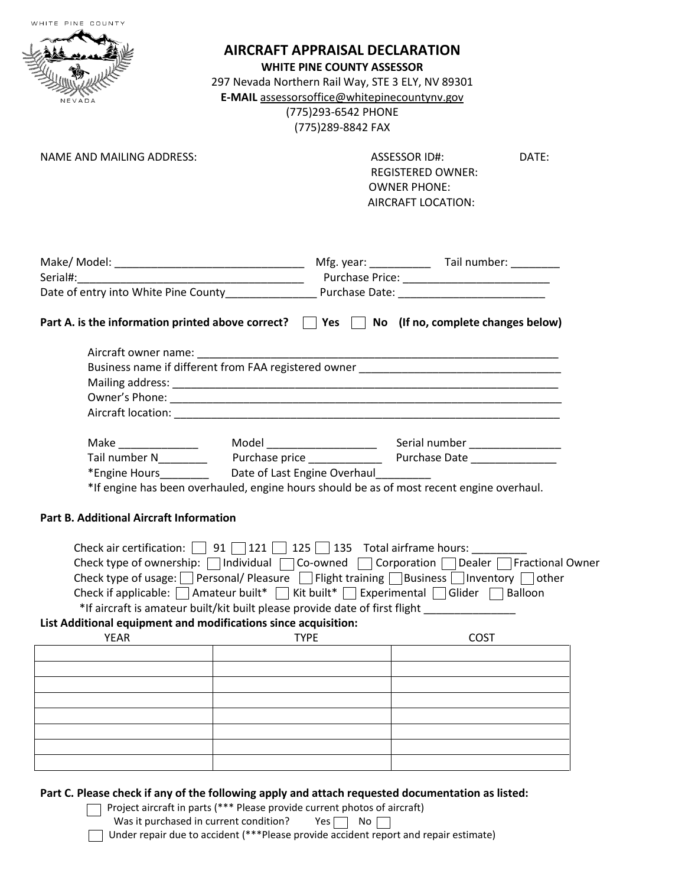WHITE PINE COUNTY

NEVADA

# AIRCRAFT APPRAISAL DECLARATION

**WHITE PINE COUNTY ASSESSOR**

297 Nevada Northern Rail Way, STE 3 ELY, NV 89301

**E-MAIL** assessorsoffice@whitepinecountynv.gov

(775)293-6542 PHONE

(775)289-8842 FAX

NAME AND MAILING ADDRESS:

ASSESSOR ID#: DATE:

REGISTERED OWNER:

OWNER PHONE:

AIRCRAFT LOCATION:

Make/ Model: _______________________________ Mfg. year: __________ Tail number: ________

Serial#:_____________________________________ Purchase Price: ________________________

Date of entry into White Pine County_______________ Purchase Date: ________________________

**Part A. is the information printed above correct?** ☐ **Yes** ☐ **No (If no, complete changes below)**

Aircraft owner name: ____________________________________________________________

Business name if different from FAA registered owner _________________________________

Mailing address: ________________________________________________________________

Owner's Phone: _________________________________________________________________

Aircraft location: ________________________________________________________________

Make _____________ Model __________________ Serial number _______________

Tail number N________ Purchase price ____________ Purchase Date ______________

*Engine Hours________ Date of Last Engine Overhaul_________

*If engine has been overhauled, engine hours should be as of most recent engine overhaul.

**Part B. Additional Aircraft Information**

Check air certification: ☐ 91 ☐ 121 ☐ 125 ☐ 135 Total airframe hours: _________

Check type of ownership: ☐ Individual ☐ Co-owned ☐ Corporation ☐ Dealer ☐ Fractional Owner

Check type of usage: ☐ Personal/ Pleasure ☐ Flight training ☐ Business ☐ Inventory ☐ other

Check if applicable: ☐ Amateur built* ☐ Kit built* ☐ Experimental ☐ Glider ☐ Balloon

*If aircraft is amateur built/kit built please provide date of first flight ______________

**List Additional equipment and modifications since acquisition:**

| YEAR | TYPE | COST |
|---|---|---|
| | | |
| | | |
| | | |
| | | |
| | | |
| | | |
| | | |
| | | |

**Part C. Please check if any of the following apply and attach requested documentation as listed:**

☐ Project aircraft in parts (*** Please provide current photos of aircraft)

Was it purchased in current condition? Yes ☐ No ☐

☐ Under repair due to accident (***Please provide accident report and repair estimate)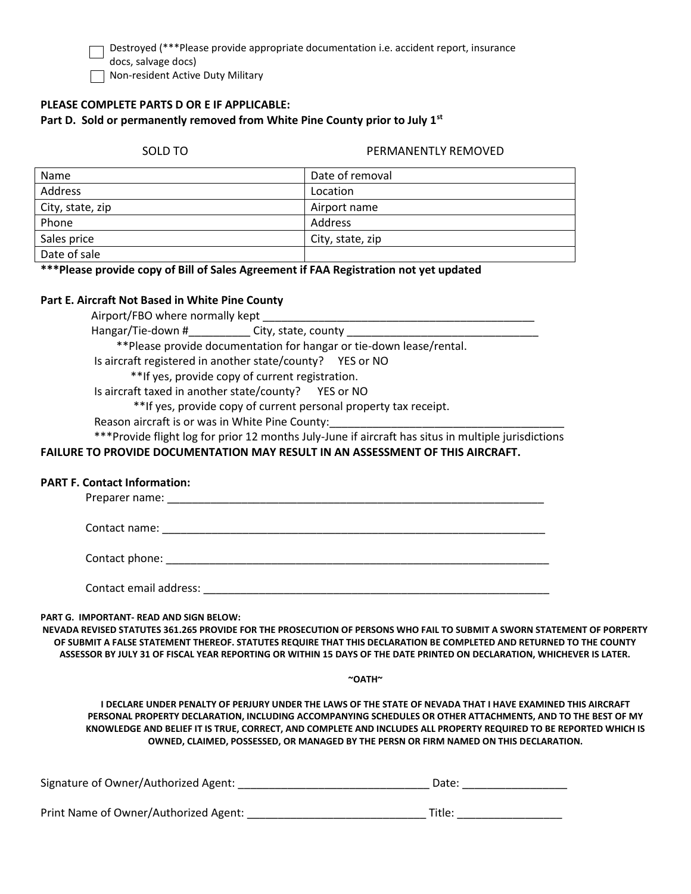☐ Destroyed (***Please provide appropriate documentation i.e. accident report, insurance docs, salvage docs)
☐ Non-resident Active Duty Military

**PLEASE COMPLETE PARTS D OR E IF APPLICABLE:**
**Part D. Sold or permanently removed from White Pine County prior to July 1st**

| SOLD TO | PERMANENTLY REMOVED |
|---|---|
| Name | Date of removal |
| Address | Location |
| City, state, zip | Airport name |
| Phone | Address |
| Sales price | City, state, zip |
| Date of sale | |

**\*\*\*Please provide copy of Bill of Sales Agreement if FAA Registration not yet updated**

**Part E. Aircraft Not Based in White Pine County**

Airport/FBO where normally kept ______________________________________________

Hangar/Tie-down #__________ City, state, county _______________________________

**Please provide documentation for hangar or tie-down lease/rental.

Is aircraft registered in another state/county? YES or NO

**If yes, provide copy of current registration.

Is aircraft taxed in another state/county? YES or NO

**If yes, provide copy of current personal property tax receipt.

Reason aircraft is or was in White Pine County:______________________________________

***Provide flight log for prior 12 months July-June if aircraft has situs in multiple jurisdictions

**FAILURE TO PROVIDE DOCUMENTATION MAY RESULT IN AN ASSESSMENT OF THIS AIRCRAFT.**

**PART F. Contact Information:**

Preparer name: ________________________________________________________________

Contact name: ________________________________________________________________

Contact phone: ________________________________________________________________

Contact email address: __________________________________________________________

**PART G. IMPORTANT- READ AND SIGN BELOW:**

**NEVADA REVISED STATUTES 361.265 PROVIDE FOR THE PROSECUTION OF PERSONS WHO FAIL TO SUBMIT A SWORN STATEMENT OF PORPERTY OF SUBMIT A FALSE STATEMENT THEREOF. STATUTES REQUIRE THAT THIS DECLARATION BE COMPLETED AND RETURNED TO THE COUNTY ASSESSOR BY JULY 31 OF FISCAL YEAR REPORTING OR WITHIN 15 DAYS OF THE DATE PRINTED ON DECLARATION, WHICHEVER IS LATER.**

**~OATH~**

**I DECLARE UNDER PENALTY OF PERJURY UNDER THE LAWS OF THE STATE OF NEVADA THAT I HAVE EXAMINED THIS AIRCRAFT PERSONAL PROPERTY DECLARATION, INCLUDING ACCOMPANYING SCHEDULES OR OTHER ATTACHMENTS, AND TO THE BEST OF MY KNOWLEDGE AND BELIEF IT IS TRUE, CORRECT, AND COMPLETE AND INCLUDES ALL PROPERTY REQUIRED TO BE REPORTED WHICH IS OWNED, CLAIMED, POSSESSED, OR MANAGED BY THE PERSN OR FIRM NAMED ON THIS DECLARATION.**

Signature of Owner/Authorized Agent: _______________________________ Date: _________________

Print Name of Owner/Authorized Agent: _____________________________ Title: _________________